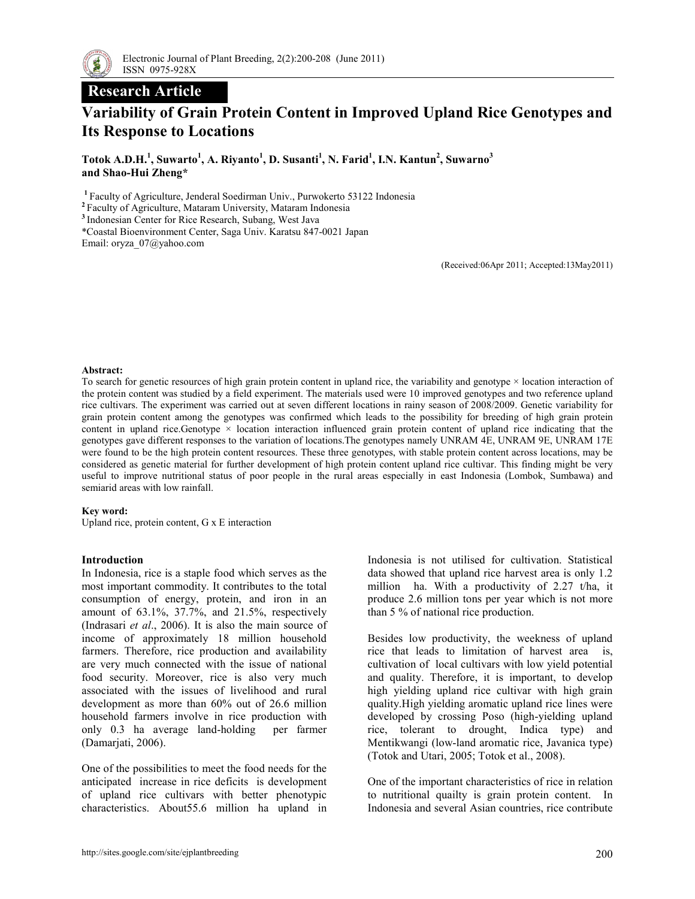## Research Article

# Variability of Grain Protein Content in Improved Upland Rice Genotypes and Its Response to Locations

**Totok A.D.H.[1], Suwarto[1], A. Riyanto[1], D. Susanti[1], N. Farid[1], I.N. Kantun[2], Suwarno[3] and Shao-Hui Zheng***

[1] Faculty of Agriculture, Jenderal Soedirman Univ., Purwokerto 53122 Indonesia
[2] Faculty of Agriculture, Mataram University, Mataram Indonesia
[3] Indonesian Center for Rice Research, Subang, West Java
*Coastal Bioenvironment Center, Saga Univ. Karatsu 847-0021 Japan
Email: oryza_07@yahoo.com

(Received:06Apr 2011; Accepted:13May2011)

**Abstract:**

To search for genetic resources of high grain protein content in upland rice, the variability and genotype × location interaction of the protein content was studied by a field experiment. The materials used were 10 improved genotypes and two reference upland rice cultivars. The experiment was carried out at seven different locations in rainy season of 2008/2009. Genetic variability for grain protein content among the genotypes was confirmed which leads to the possibility for breeding of high grain protein content in upland rice.Genotype × location interaction influenced grain protein content of upland rice indicating that the genotypes gave different responses to the variation of locations.The genotypes namely UNRAM 4E, UNRAM 9E, UNRAM 17E were found to be the high protein content resources. These three genotypes, with stable protein content across locations, may be considered as genetic material for further development of high protein content upland rice cultivar. This finding might be very useful to improve nutritional status of poor people in the rural areas especially in east Indonesia (Lombok, Sumbawa) and semiarid areas with low rainfall.

**Key word:**

Upland rice, protein content, G x E interaction

## Introduction

In Indonesia, rice is a staple food which serves as the most important commodity. It contributes to the total consumption of energy, protein, and iron in an amount of 63.1%, 37.7%, and 21.5%, respectively (Indrasari *et al*., 2006). It is also the main source of income of approximately 18 million household farmers. Therefore, rice production and availability are very much connected with the issue of national food security. Moreover, rice is also very much associated with the issues of livelihood and rural development as more than 60% out of 26.6 million household farmers involve in rice production with only 0.3 ha average land-holding per farmer (Damarjati, 2006).

One of the possibilities to meet the food needs for the anticipated increase in rice deficits is development of upland rice cultivars with better phenotypic characteristics. About55.6 million ha upland in Indonesia is not utilised for cultivation. Statistical data showed that upland rice harvest area is only 1.2 million ha. With a productivity of 2.27 t/ha, it produce 2.6 million tons per year which is not more than 5 % of national rice production.

Besides low productivity, the weekness of upland rice that leads to limitation of harvest area is, cultivation of local cultivars with low yield potential and quality. Therefore, it is important, to develop high yielding upland rice cultivar with high grain quality.High yielding aromatic upland rice lines were developed by crossing Poso (high-yielding upland rice, tolerant to drought, Indica type) and Mentikwangi (low-land aromatic rice, Javanica type) (Totok and Utari, 2005; Totok et al., 2008).

One of the important characteristics of rice in relation to nutritional quailty is grain protein content. In Indonesia and several Asian countries, rice contribute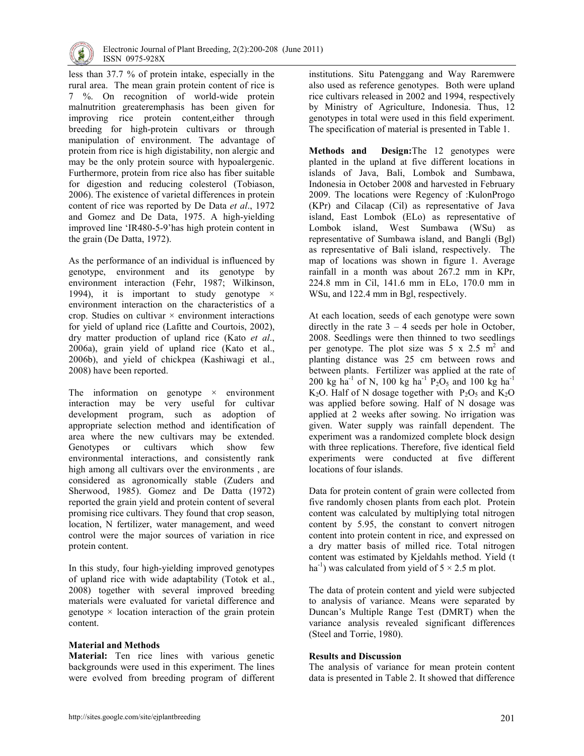less than 37.7 % of protein intake, especially in the rural area. The mean grain protein content of rice is 7 %. On recognition of world-wide protein malnutrition greateremphasis has been given for improving rice protein content,either through breeding for high-protein cultivars or through manipulation of environment. The advantage of protein from rice is high digistability, non alergic and may be the only protein source with hypoalergenic. Furthermore, protein from rice also has fiber suitable for digestion and reducing colesterol (Tobiason, 2006). The existence of varietal differences in protein content of rice was reported by De Data *et al*., 1972 and Gomez and De Data, 1975. A high-yielding improved line 'IR480-5-9'has high protein content in the grain (De Datta, 1972).

As the performance of an individual is influenced by genotype, environment and its genotype by environment interaction (Fehr, 1987; Wilkinson, 1994), it is important to study genotype × environment interaction on the characteristics of a crop. Studies on cultivar × environment interactions for yield of upland rice (Lafitte and Courtois, 2002), dry matter production of upland rice (Kato *et al*., 2006a), grain yield of upland rice (Kato et al., 2006b), and yield of chickpea (Kashiwagi et al., 2008) have been reported.

The information on genotype × environment interaction may be very useful for cultivar development program, such as adoption of appropriate selection method and identification of area where the new cultivars may be extended. Genotypes or cultivars which show few environmental interactions, and consistently rank high among all cultivars over the environments , are considered as agronomically stable (Zuders and Sherwood, 1985). Gomez and De Datta (1972) reported the grain yield and protein content of several promising rice cultivars. They found that crop season, location, N fertilizer, water management, and weed control were the major sources of variation in rice protein content.

In this study, four high-yielding improved genotypes of upland rice with wide adaptability (Totok et al., 2008) together with several improved breeding materials were evaluated for varietal difference and genotype × location interaction of the grain protein content.

## Material and Methods

**Material:** Ten rice lines with various genetic backgrounds were used in this experiment. The lines were evolved from breeding program of different institutions. Situ Patenggang and Way Raremwere also used as reference genotypes. Both were upland rice cultivars released in 2002 and 1994, respectively by Ministry of Agriculture, Indonesia. Thus, 12 genotypes in total were used in this field experiment. The specification of material is presented in Table 1.

**Methods and Design:**The 12 genotypes were planted in the upland at five different locations in islands of Java, Bali, Lombok and Sumbawa, Indonesia in October 2008 and harvested in February 2009. The locations were Regency of :KulonProgo (KPr) and Cilacap (Cil) as representative of Java island, East Lombok (ELo) as representative of Lombok island, West Sumbawa (WSu) as representative of Sumbawa island, and Bangli (Bgl) as representative of Bali island, respectively. The map of locations was shown in figure 1. Average rainfall in a month was about 267.2 mm in KPr, 224.8 mm in Cil, 141.6 mm in ELo, 170.0 mm in WSu, and 122.4 mm in Bgl, respectively.

At each location, seeds of each genotype were sown directly in the rate 3 – 4 seeds per hole in October, 2008. Seedlings were then thinned to two seedlings per genotype. The plot size was 5 x 2.5 $m^2$ and planting distance was 25 cm between rows and between plants. Fertilizer was applied at the rate of 200 kg $ha^{-1}$ of N, 100 kg $ha^{-1}$ $P_2O_5$ and 100 kg $ha^{-1}$ $K_2O$. Half of N dosage together with $P_2O_5$ and $K_2O$ was applied before sowing. Half of N dosage was applied at 2 weeks after sowing. No irrigation was given. Water supply was rainfall dependent. The experiment was a randomized complete block design with three replications. Therefore, five identical field experiments were conducted at five different locations of four islands.

Data for protein content of grain were collected from five randomly chosen plants from each plot. Protein content was calculated by multiplying total nitrogen content by 5.95, the constant to convert nitrogen content into protein content in rice, and expressed on a dry matter basis of milled rice. Total nitrogen content was estimated by Kjeldahls method. Yield (t $ha^{-1}$) was calculated from yield of 5 × 2.5 m plot.

The data of protein content and yield were subjected to analysis of variance. Means were separated by Duncan's Multiple Range Test (DMRT) when the variance analysis revealed significant differences (Steel and Torrie, 1980).

## Results and Discussion

The analysis of variance for mean protein content data is presented in Table 2. It showed that difference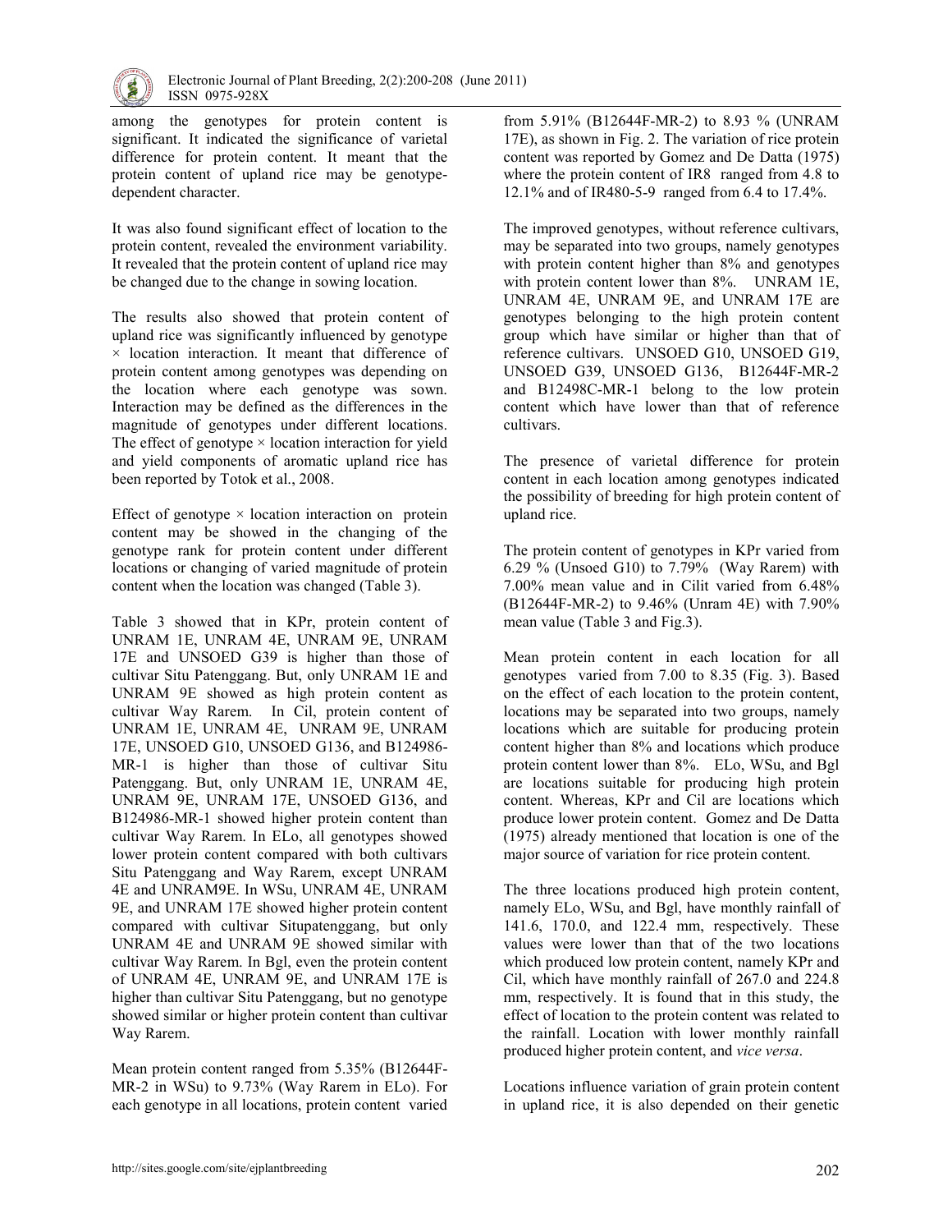among the genotypes for protein content is significant. It indicated the significance of varietal difference for protein content. It meant that the protein content of upland rice may be genotype-dependent character.

It was also found significant effect of location to the protein content, revealed the environment variability. It revealed that the protein content of upland rice may be changed due to the change in sowing location.

The results also showed that protein content of upland rice was significantly influenced by genotype × location interaction. It meant that difference of protein content among genotypes was depending on the location where each genotype was sown. Interaction may be defined as the differences in the magnitude of genotypes under different locations. The effect of genotype × location interaction for yield and yield components of aromatic upland rice has been reported by Totok et al., 2008.

Effect of genotype × location interaction on protein content may be showed in the changing of the genotype rank for protein content under different locations or changing of varied magnitude of protein content when the location was changed (Table 3).

Table 3 showed that in KPr, protein content of UNRAM 1E, UNRAM 4E, UNRAM 9E, UNRAM 17E and UNSOED G39 is higher than those of cultivar Situ Patenggang. But, only UNRAM 1E and UNRAM 9E showed as high protein content as cultivar Way Rarem. In Cil, protein content of UNRAM 1E, UNRAM 4E, UNRAM 9E, UNRAM 17E, UNSOED G10, UNSOED G136, and B124986-MR-1 is higher than those of cultivar Situ Patenggang. But, only UNRAM 1E, UNRAM 4E, UNRAM 9E, UNRAM 17E, UNSOED G136, and B124986-MR-1 showed higher protein content than cultivar Way Rarem. In ELo, all genotypes showed lower protein content compared with both cultivars Situ Patenggang and Way Rarem, except UNRAM 4E and UNRAM9E. In WSu, UNRAM 4E, UNRAM 9E, and UNRAM 17E showed higher protein content compared with cultivar Situpatenggang, but only UNRAM 4E and UNRAM 9E showed similar with cultivar Way Rarem. In Bgl, even the protein content of UNRAM 4E, UNRAM 9E, and UNRAM 17E is higher than cultivar Situ Patenggang, but no genotype showed similar or higher protein content than cultivar Way Rarem.

Mean protein content ranged from 5.35% (B12644F-MR-2 in WSu) to 9.73% (Way Rarem in ELo). For each genotype in all locations, protein content varied from 5.91% (B12644F-MR-2) to 8.93 % (UNRAM 17E), as shown in Fig. 2. The variation of rice protein content was reported by Gomez and De Datta (1975) where the protein content of IR8 ranged from 4.8 to 12.1% and of IR480-5-9 ranged from 6.4 to 17.4%.

The improved genotypes, without reference cultivars, may be separated into two groups, namely genotypes with protein content higher than 8% and genotypes with protein content lower than 8%. UNRAM 1E, UNRAM 4E, UNRAM 9E, and UNRAM 17E are genotypes belonging to the high protein content group which have similar or higher than that of reference cultivars. UNSOED G10, UNSOED G19, UNSOED G39, UNSOED G136, B12644F-MR-2 and B12498C-MR-1 belong to the low protein content which have lower than that of reference cultivars.

The presence of varietal difference for protein content in each location among genotypes indicated the possibility of breeding for high protein content of upland rice.

The protein content of genotypes in KPr varied from 6.29 % (Unsoed G10) to 7.79% (Way Rarem) with 7.00% mean value and in Cilit varied from 6.48% (B12644F-MR-2) to 9.46% (Unram 4E) with 7.90% mean value (Table 3 and Fig.3).

Mean protein content in each location for all genotypes varied from 7.00 to 8.35 (Fig. 3). Based on the effect of each location to the protein content, locations may be separated into two groups, namely locations which are suitable for producing protein content higher than 8% and locations which produce protein content lower than 8%. ELo, WSu, and Bgl are locations suitable for producing high protein content. Whereas, KPr and Cil are locations which produce lower protein content. Gomez and De Datta (1975) already mentioned that location is one of the major source of variation for rice protein content.

The three locations produced high protein content, namely ELo, WSu, and Bgl, have monthly rainfall of 141.6, 170.0, and 122.4 mm, respectively. These values were lower than that of the two locations which produced low protein content, namely KPr and Cil, which have monthly rainfall of 267.0 and 224.8 mm, respectively. It is found that in this study, the effect of location to the protein content was related to the rainfall. Location with lower monthly rainfall produced higher protein content, and *vice versa*.

Locations influence variation of grain protein content in upland rice, it is also depended on their genetic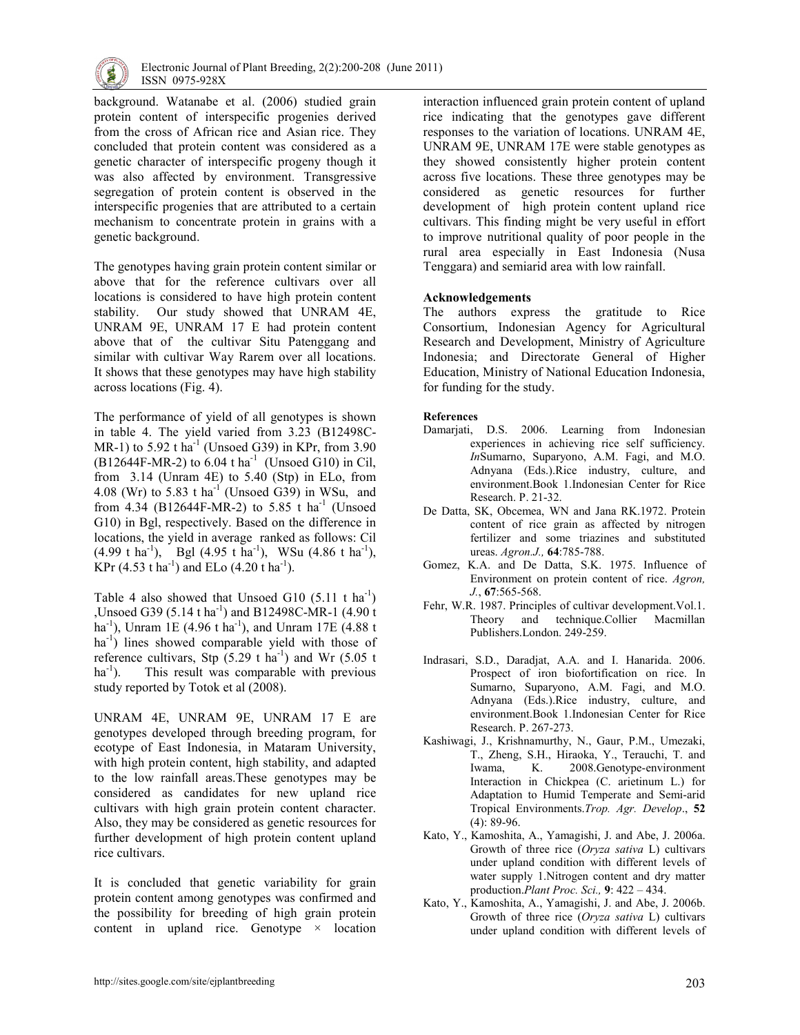background. Watanabe et al. (2006) studied grain protein content of interspecific progenies derived from the cross of African rice and Asian rice. They concluded that protein content was considered as a genetic character of interspecific progeny though it was also affected by environment. Transgressive segregation of protein content is observed in the interspecific progenies that are attributed to a certain mechanism to concentrate protein in grains with a genetic background.

The genotypes having grain protein content similar or above that for the reference cultivars over all locations is considered to have high protein content stability. Our study showed that UNRAM 4E, UNRAM 9E, UNRAM 17 E had protein content above that of the cultivar Situ Patenggang and similar with cultivar Way Rarem over all locations. It shows that these genotypes may have high stability across locations (Fig. 4).

The performance of yield of all genotypes is shown in table 4. The yield varied from 3.23 (B12498C-MR-1) to 5.92 t ha$^{-1}$ (Unsoed G39) in KPr, from 3.90 (B12644F-MR-2) to 6.04 t ha$^{-1}$ (Unsoed G10) in Cil, from 3.14 (Unram 4E) to 5.40 (Stp) in ELo, from 4.08 (Wr) to 5.83 t ha$^{-1}$ (Unsoed G39) in WSu, and from 4.34 (B12644F-MR-2) to 5.85 t ha$^{-1}$ (Unsoed G10) in Bgl, respectively. Based on the difference in locations, the yield in average ranked as follows: Cil (4.99 t ha$^{-1}$), Bgl (4.95 t ha$^{-1}$), WSu (4.86 t ha$^{-1}$), KPr (4.53 t ha$^{-1}$) and ELo (4.20 t ha$^{-1}$).

Table 4 also showed that Unsoed G10 (5.11 t ha$^{-1}$) ,Unsoed G39 (5.14 t ha$^{-1}$) and B12498C-MR-1 (4.90 t ha$^{-1}$), Unram 1E (4.96 t ha$^{-1}$), and Unram 17E (4.88 t ha$^{-1}$) lines showed comparable yield with those of reference cultivars, Stp (5.29 t ha$^{-1}$) and Wr (5.05 t ha$^{-1}$). This result was comparable with previous study reported by Totok et al (2008).

UNRAM 4E, UNRAM 9E, UNRAM 17 E are genotypes developed through breeding program, for ecotype of East Indonesia, in Mataram University, with high protein content, high stability, and adapted to the low rainfall areas.These genotypes may be considered as candidates for new upland rice cultivars with high grain protein content character. Also, they may be considered as genetic resources for further development of high protein content upland rice cultivars.

It is concluded that genetic variability for grain protein content among genotypes was confirmed and the possibility for breeding of high grain protein content in upland rice. Genotype × location interaction influenced grain protein content of upland rice indicating that the genotypes gave different responses to the variation of locations. UNRAM 4E, UNRAM 9E, UNRAM 17E were stable genotypes as they showed consistently higher protein content across five locations. These three genotypes may be considered as genetic resources for further development of high protein content upland rice cultivars. This finding might be very useful in effort to improve nutritional quality of poor people in the rural area especially in East Indonesia (Nusa Tenggara) and semiarid area with low rainfall.

## Acknowledgements

The authors express the gratitude to Rice Consortium, Indonesian Agency for Agricultural Research and Development, Ministry of Agriculture Indonesia; and Directorate General of Higher Education, Ministry of National Education Indonesia, for funding for the study.

## References

Damarjati, D.S. 2006. Learning from Indonesian experiences in achieving rice self sufficiency. *In*Sumarno, Suparyono, A.M. Fagi, and M.O. Adnyana (Eds.).Rice industry, culture, and environment.Book 1.Indonesian Center for Rice Research. P. 21-32.

De Datta, SK, Obcemea, WN and Jana RK.1972. Protein content of rice grain as affected by nitrogen fertilizer and some triazines and substituted ureas. *Agron.J.,* **64**:785-788.

Gomez, K.A. and De Datta, S.K. 1975. Influence of Environment on protein content of rice. *Agron, J.*, **67**:565-568.

Fehr, W.R. 1987. Principles of cultivar development.Vol.1. Theory and technique.Collier Macmillan Publishers.London. 249-259.

Indrasari, S.D., Daradjat, A.A. and I. Hanarida. 2006. Prospect of iron biofortification on rice. In Sumarno, Suparyono, A.M. Fagi, and M.O. Adnyana (Eds.).Rice industry, culture, and environment.Book 1.Indonesian Center for Rice Research. P. 267-273.

Kashiwagi, J., Krishnamurthy, N., Gaur, P.M., Umezaki, T., Zheng, S.H., Hiraoka, Y., Terauchi, T. and Iwama, K. 2008.Genotype-environment Interaction in Chickpea (C. arietinum L.) for Adaptation to Humid Temperate and Semi-arid Tropical Environments.*Trop. Agr. Develop*., **52** (4): 89-96.

Kato, Y., Kamoshita, A., Yamagishi, J. and Abe, J. 2006a. Growth of three rice (*Oryza sativa* L) cultivars under upland condition with different levels of water supply 1.Nitrogen content and dry matter production.*Plant Proc. Sci.,* **9**: 422 – 434.

Kato, Y., Kamoshita, A., Yamagishi, J. and Abe, J. 2006b. Growth of three rice (*Oryza sativa* L) cultivars under upland condition with different levels of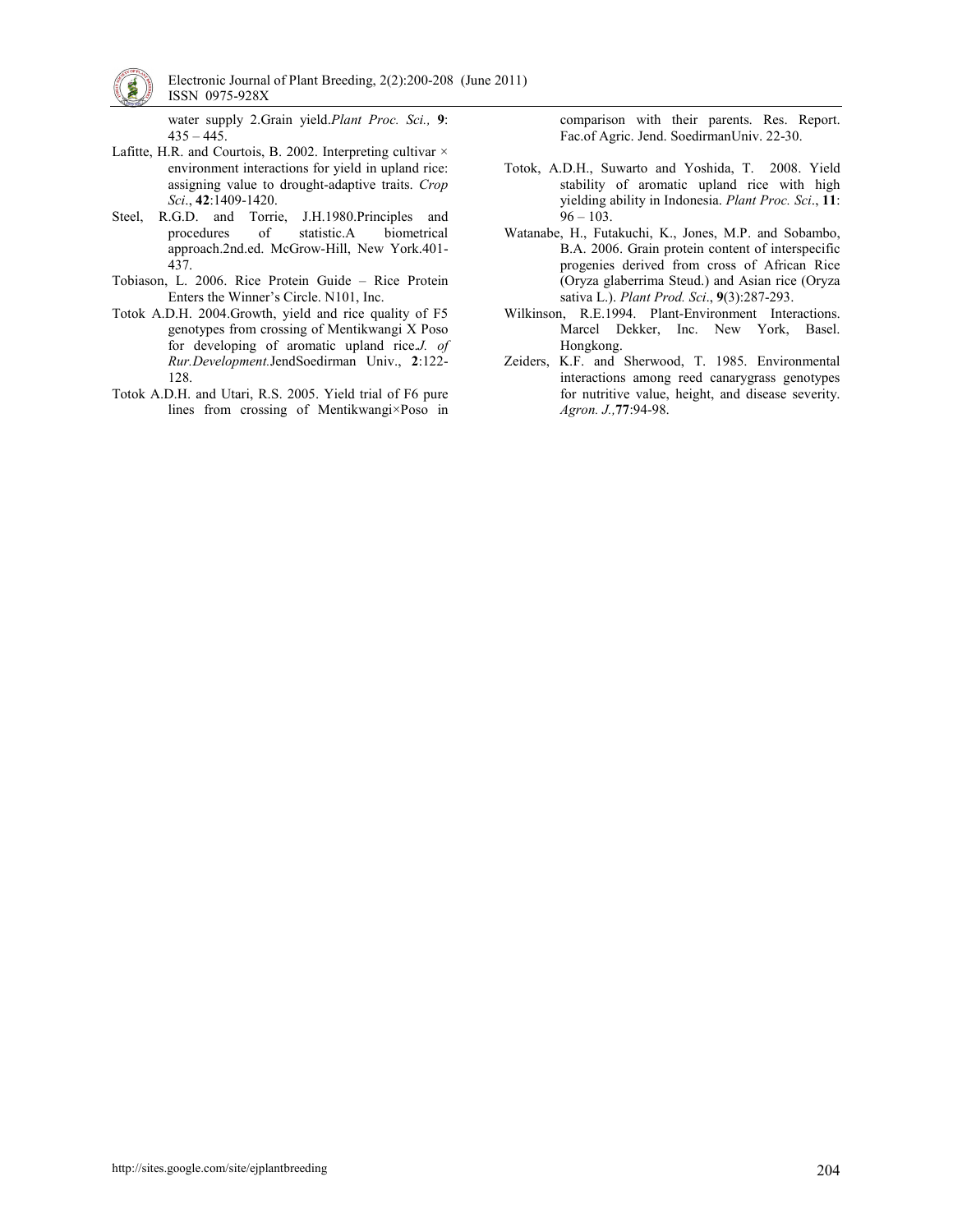water supply 2.Grain yield.*Plant Proc. Sci.,* **9**: 435 – 445.

Lafitte, H.R. and Courtois, B. 2002. Interpreting cultivar × environment interactions for yield in upland rice: assigning value to drought-adaptive traits. *Crop Sci*., **42**:1409-1420.

Steel, R.G.D. and Torrie, J.H.1980.Principles and procedures of statistic.A biometrical approach.2nd.ed. McGrow-Hill, New York.401-437.

Tobiason, L. 2006. Rice Protein Guide – Rice Protein Enters the Winner's Circle. N101, Inc.

Totok A.D.H. 2004.Growth, yield and rice quality of F5 genotypes from crossing of Mentikwangi X Poso for developing of aromatic upland rice.*J. of Rur.Development.*JendSoedirman Univ., **2**:122-128.

Totok A.D.H. and Utari, R.S. 2005. Yield trial of F6 pure lines from crossing of Mentikwangi×Poso in comparison with their parents. Res. Report. Fac.of Agric. Jend. SoedirmanUniv. 22-30.

Totok, A.D.H., Suwarto and Yoshida, T. 2008. Yield stability of aromatic upland rice with high yielding ability in Indonesia. *Plant Proc. Sci*., **11**: 96 – 103.

Watanabe, H., Futakuchi, K., Jones, M.P. and Sobambo, B.A. 2006. Grain protein content of interspecific progenies derived from cross of African Rice (Oryza glaberrima Steud.) and Asian rice (Oryza sativa L.). *Plant Prod. Sci*., **9**(3):287-293.

Wilkinson, R.E.1994. Plant-Environment Interactions. Marcel Dekker, Inc. New York, Basel. Hongkong.

Zeiders, K.F. and Sherwood, T. 1985. Environmental interactions among reed canarygrass genotypes for nutritive value, height, and disease severity. *Agron. J.,***77**:94-98.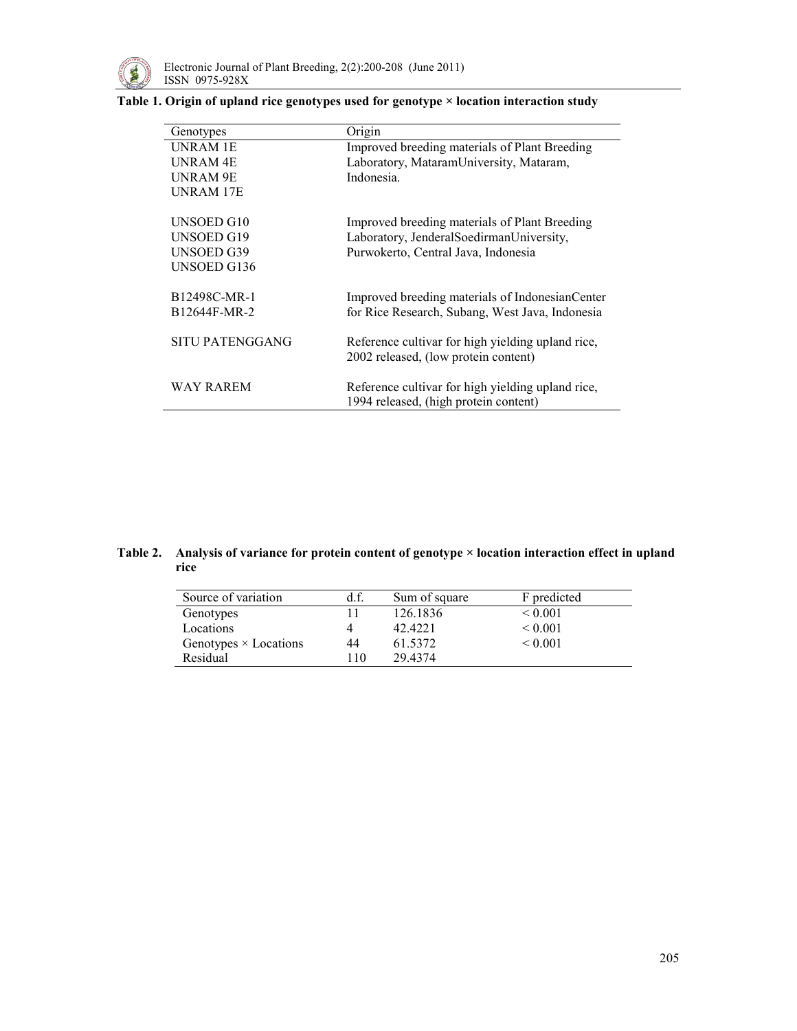**Table 1. Origin of upland rice genotypes used for genotype × location interaction study**

| Genotypes | Origin |
|---|---|
| UNRAM 1E<br>UNRAM 4E<br>UNRAM 9E<br>UNRAM 17E | Improved breeding materials of Plant Breeding Laboratory, MataramUniversity, Mataram, Indonesia. |
| UNSOED G10<br>UNSOED G19<br>UNSOED G39<br>UNSOED G136 | Improved breeding materials of Plant Breeding Laboratory, JenderalSoedirmanUniversity, Purwokerto, Central Java, Indonesia |
| B12498C-MR-1<br>B12644F-MR-2 | Improved breeding materials of IndonesianCenter for Rice Research, Subang, West Java, Indonesia |
| SITU PATENGGANG | Reference cultivar for high yielding upland rice, 2002 released, (low protein content) |
| WAY RAREM | Reference cultivar for high yielding upland rice, 1994 released, (high protein content) |

**Table 2. Analysis of variance for protein content of genotype × location interaction effect in upland rice**

| Source of variation | d.f. | Sum of square | F predicted |
|---|---|---|---|
| Genotypes | 11 | 126.1836 | < 0.001 |
| Locations | 4 | 42.4221 | < 0.001 |
| Genotypes × Locations | 44 | 61.5372 | < 0.001 |
| Residual | 110 | 29.4374 | |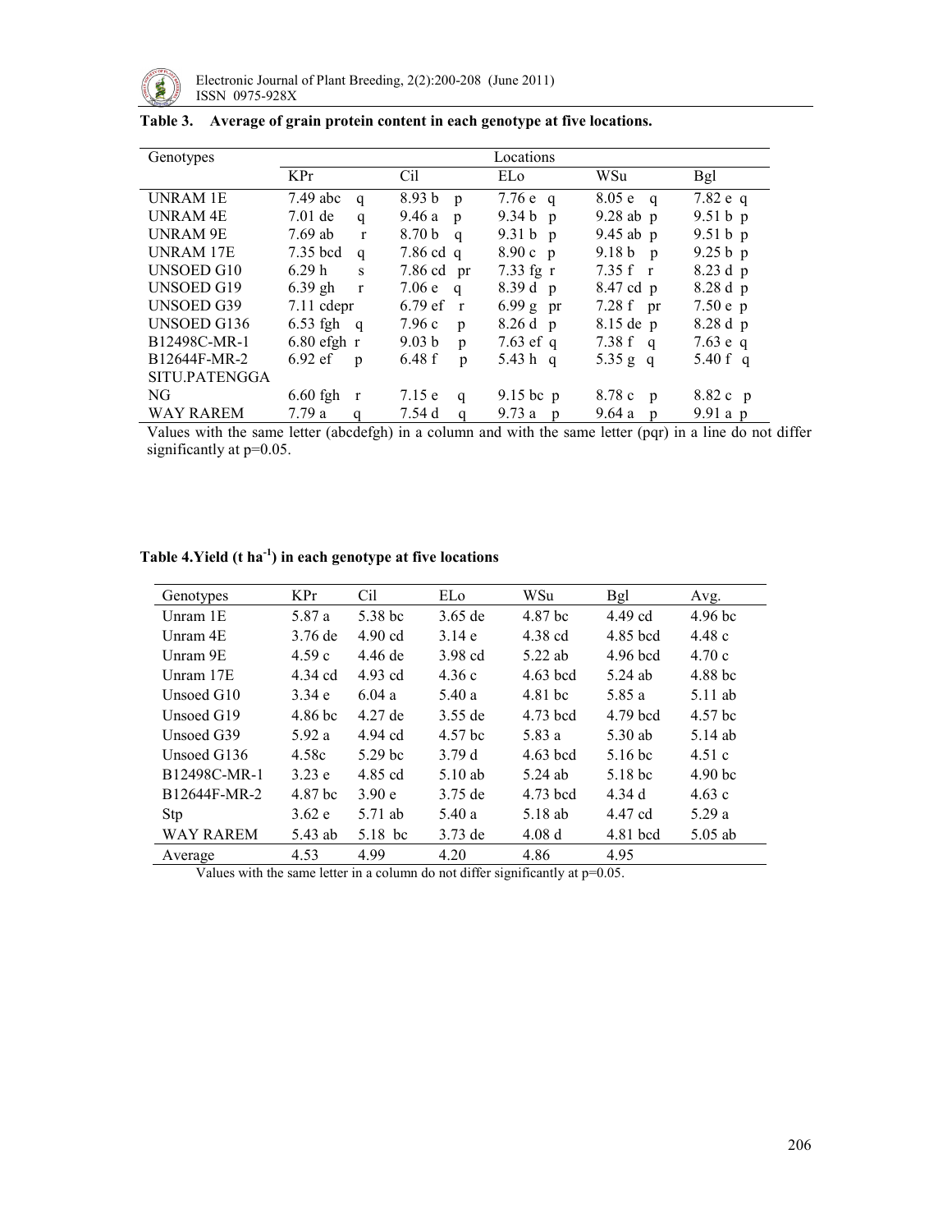**Table 3. Average of grain protein content in each genotype at five locations.**

| Genotypes | Locations | | | | |
|---|---|---|---|---|---|
| | KPr | Cil | ELo | WSu | Bgl |
| UNRAM 1E | 7.49 abc q | 8.93 b p | 7.76 e q | 8.05 e q | 7.82 e q |
| UNRAM 4E | 7.01 de q | 9.46 a p | 9.34 b p | 9.28 ab p | 9.51 b p |
| UNRAM 9E | 7.69 ab r | 8.70 b q | 9.31 b p | 9.45 ab p | 9.51 b p |
| UNRAM 17E | 7.35 bcd q | 7.86 cd q | 8.90 c p | 9.18 b p | 9.25 b p |
| UNSOED G10 | 6.29 h s | 7.86 cd pr | 7.33 fg r | 7.35 f r | 8.23 d p |
| UNSOED G19 | 6.39 gh r | 7.06 e q | 8.39 d p | 8.47 cd p | 8.28 d p |
| UNSOED G39 | 7.11 cdepr | 6.79 ef r | 6.99 g pr | 7.28 f pr | 7.50 e p |
| UNSOED G136 | 6.53 fgh q | 7.96 c p | 8.26 d p | 8.15 de p | 8.28 d p |
| B12498C-MR-1 | 6.80 efgh r | 9.03 b p | 7.63 ef q | 7.38 f q | 7.63 e q |
| B12644F-MR-2 | 6.92 ef p | 6.48 f p | 5.43 h q | 5.35 g q | 5.40 f q |
| SITU.PATENGGANG | 6.60 fgh r | 7.15 e q | 9.15 bc p | 8.78 c p | 8.82 c p |
| WAY RAREM | 7.79 a q | 7.54 d q | 9.73 a p | 9.64 a p | 9.91 a p |

Values with the same letter (abcdefgh) in a column and with the same letter (pqr) in a line do not differ significantly at p=0.05.

**Table 4. Yield (t ha$^{-1}$) in each genotype at five locations**

| Genotypes | KPr | Cil | ELo | WSu | Bgl | Avg. |
|---|---|---|---|---|---|---|
| Unram 1E | 5.87 a | 5.38 bc | 3.65 de | 4.87 bc | 4.49 cd | 4.96 bc |
| Unram 4E | 3.76 de | 4.90 cd | 3.14 e | 4.38 cd | 4.85 bcd | 4.48 c |
| Unram 9E | 4.59 c | 4.46 de | 3.98 cd | 5.22 ab | 4.96 bcd | 4.70 c |
| Unram 17E | 4.34 cd | 4.93 cd | 4.36 c | 4.63 bcd | 5.24 ab | 4.88 bc |
| Unsoed G10 | 3.34 e | 6.04 a | 5.40 a | 4.81 bc | 5.85 a | 5.11 ab |
| Unsoed G19 | 4.86 bc | 4.27 de | 3.55 de | 4.73 bcd | 4.79 bcd | 4.57 bc |
| Unsoed G39 | 5.92 a | 4.94 cd | 4.57 bc | 5.83 a | 5.30 ab | 5.14 ab |
| Unsoed G136 | 4.58c | 5.29 bc | 3.79 d | 4.63 bcd | 5.16 bc | 4.51 c |
| B12498C-MR-1 | 3.23 e | 4.85 cd | 5.10 ab | 5.24 ab | 5.18 bc | 4.90 bc |
| B12644F-MR-2 | 4.87 bc | 3.90 e | 3.75 de | 4.73 bcd | 4.34 d | 4.63 c |
| Stp | 3.62 e | 5.71 ab | 5.40 a | 5.18 ab | 4.47 cd | 5.29 a |
| WAY RAREM | 5.43 ab | 5.18 bc | 3.73 de | 4.08 d | 4.81 bcd | 5.05 ab |
| Average | 4.53 | 4.99 | 4.20 | 4.86 | 4.95 | |

Values with the same letter in a column do not differ significantly at p=0.05.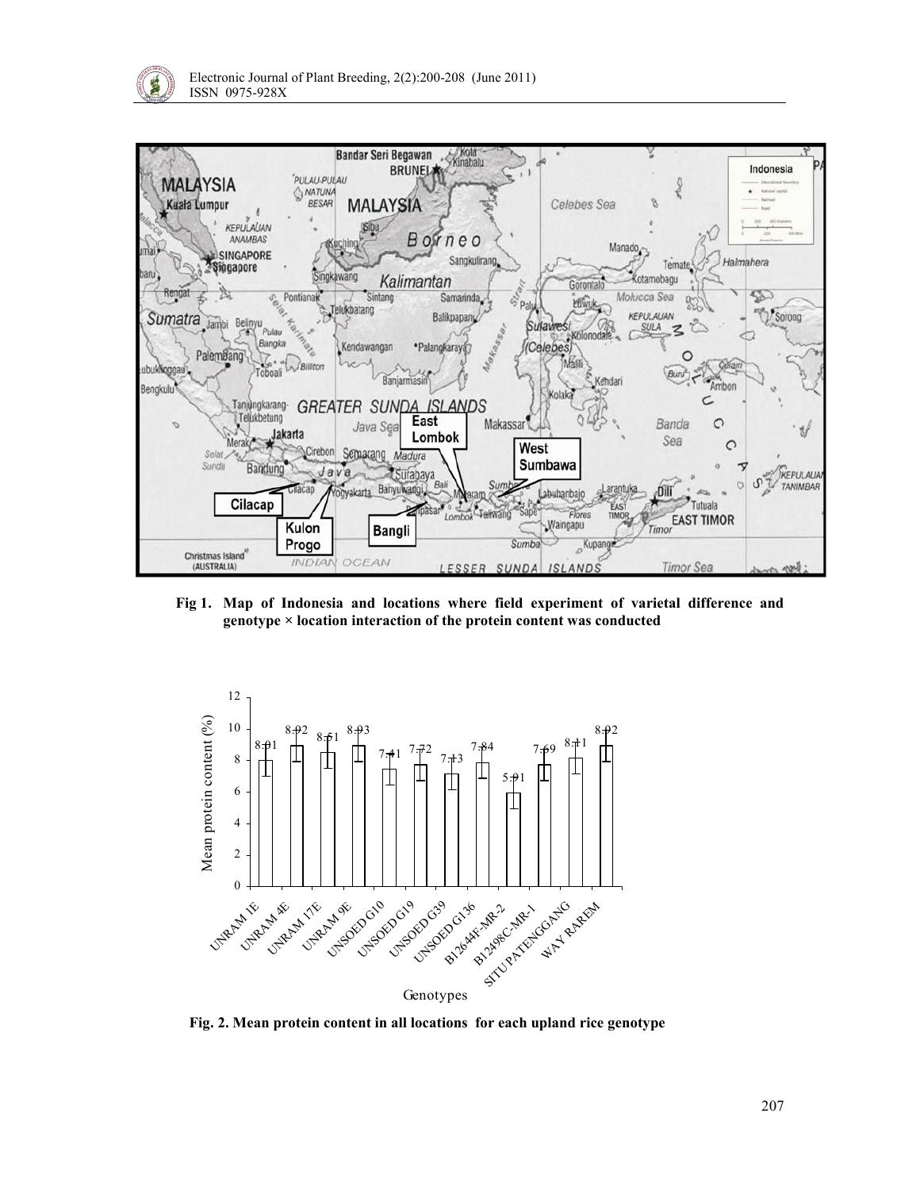Fig 1. Map of Indonesia and locations where field experiment of varietal difference and genotype × location interaction of the protein content was conducted

Fig. 2. Mean protein content in all locations for each upland rice genotype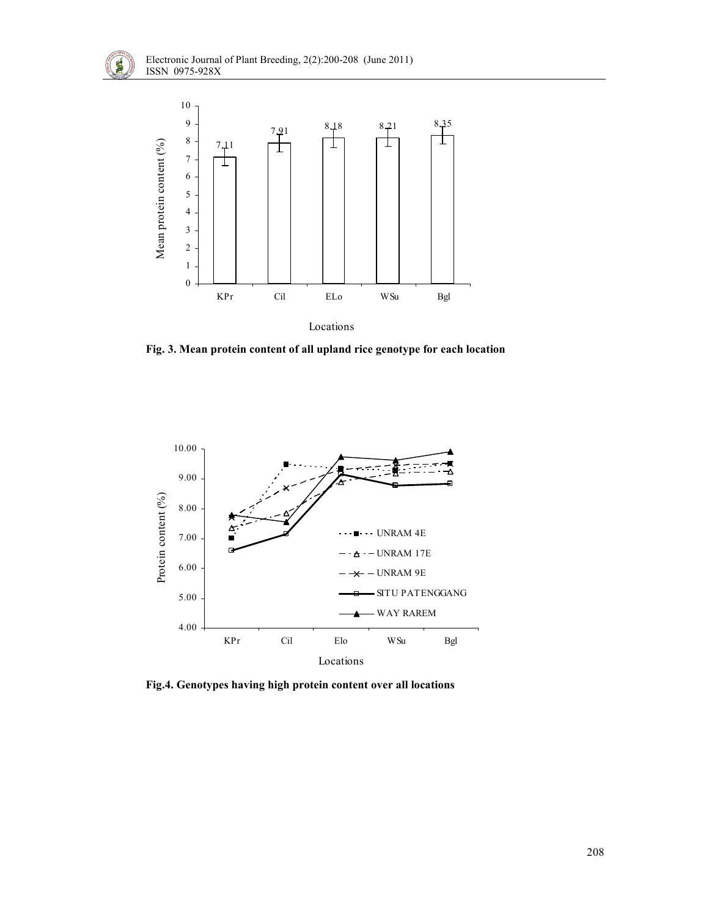10
9
8
7
6
5
4
3
2
1
0

Mean protein content (%)

7.11
7.91
8.18
8.21
8.35

KPr
Cil
ELo
WSu
Bgl

Locations

**Fig. 3. Mean protein content of all upland rice genotype for each location**

10.00
9.00
8.00
7.00
6.00
5.00
4.00

Protein content (%)

UNRAM 4E
UNRAM 17E
UNRAM 9E
SITU PATENGGANG
WAY RAREM

KPr
Cil
Elo
WSu
Bgl

Locations

**Fig.4. Genotypes having high protein content over all locations**